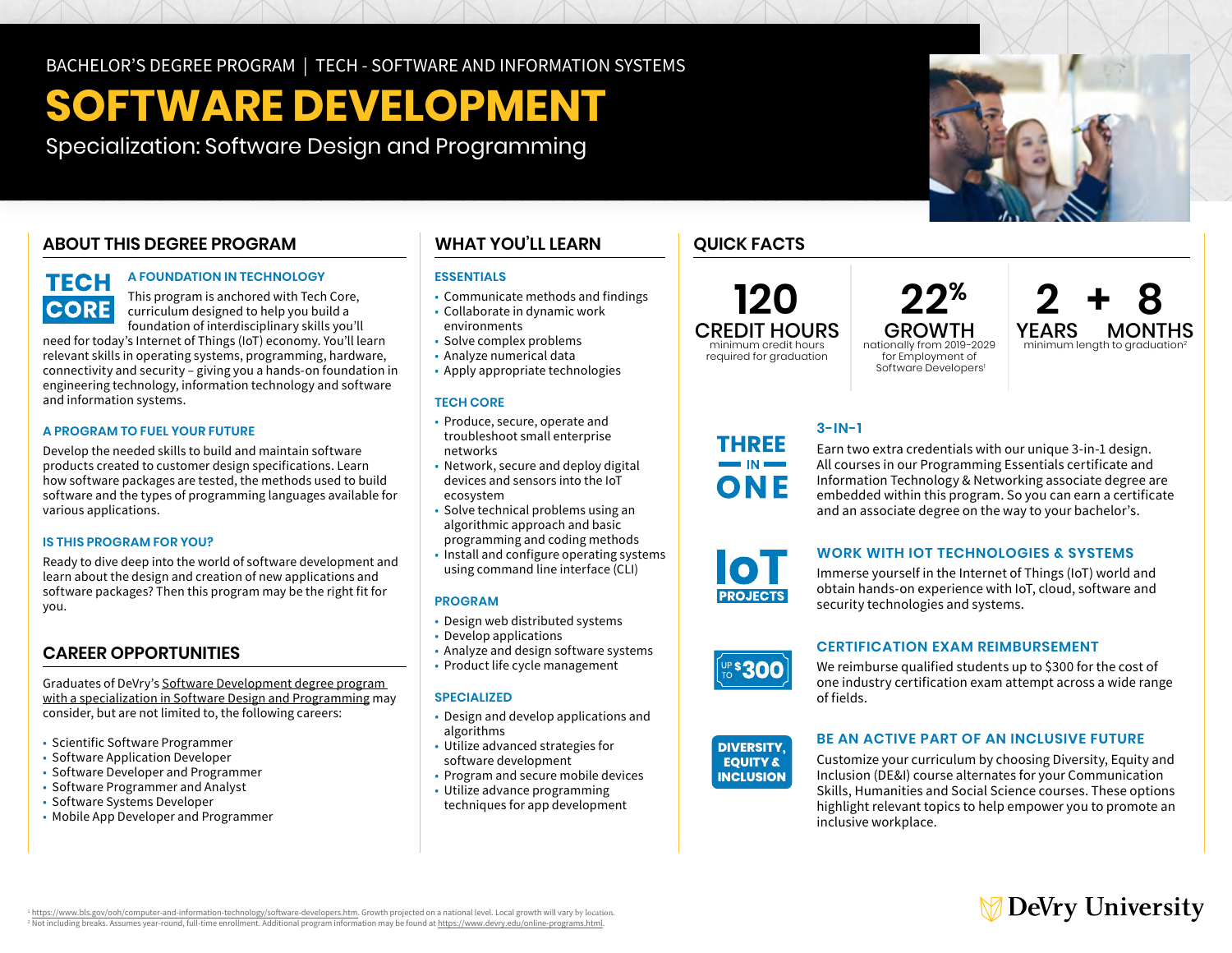BACHELOR'S DEGREE PROGRAM | TECH - SOFTWARE AND INFORMATION SYSTEMS

# SOFTWARE DEVELOPMENT

Specialization: Software Design and Programming

## ABOUT THIS DEGREE PROGRAM

TECH CORE

### A FOUNDATION IN TECHNOLOGY

This program is anchored with Tech Core, curriculum designed to help you build a foundation of interdisciplinary skills you'll need for today's Internet of Things (IoT) economy. You'll learn relevant skills in operating systems, programming, hardware, connectivity and security – giving you a hands-on foundation in engineering technology, information technology and software and information systems.

### A PROGRAM TO FUEL YOUR FUTURE

Develop the needed skills to build and maintain software products created to customer design specifications. Learn how software packages are tested, the methods used to build software and the types of programming languages available for various applications.

### IS THIS PROGRAM FOR YOU?

Ready to dive deep into the world of software development and learn about the design and creation of new applications and software packages? Then this program may be the right fit for you.

## CAREER OPPORTUNITIES

Graduates of DeVry's Software Development degree program with a specialization in Software Design and Programming may consider, but are not limited to, the following careers:

- Scientific Software Programmer
- Software Application Developer
- Software Developer and Programmer
- Software Programmer and Analyst
- Software Systems Developer
- Mobile App Developer and Programmer

## WHAT YOU'LL LEARN

### ESSENTIALS

- Communicate methods and findings
- Collaborate in dynamic work environments
- Solve complex problems
- Analyze numerical data
- Apply appropriate technologies

### TECH CORE

- Produce, secure, operate and troubleshoot small enterprise networks
- Network, secure and deploy digital devices and sensors into the IoT ecosystem
- Solve technical problems using an algorithmic approach and basic programming and coding methods
- Install and configure operating systems using command line interface (CLI)

### PROGRAM

- Design web distributed systems
- Develop applications
- Analyze and design software systems
- Product life cycle management

### SPECIALIZED

- Design and develop applications and algorithms
- Utilize advanced strategies for software development
- Program and secure mobile devices
- Utilize advance programming techniques for app development

## QUICK FACTS

**120 CREDIT HOURS**
minimum credit hours required for graduation

**22% GROWTH**
nationally from 2019-2029 for Employment of Software Developers[1]

**2 YEARS + 8 MONTHS**
minimum length to graduation[2]

THREE IN ONE

### 3-IN-1

Earn two extra credentials with our unique 3-in-1 design. All courses in our Programming Essentials certificate and Information Technology & Networking associate degree are embedded within this program. So you can earn a certificate and an associate degree on the way to your bachelor's.

IoT PROJECTS

### WORK WITH IOT TECHNOLOGIES & SYSTEMS

Immerse yourself in the Internet of Things (IoT) world and obtain hands-on experience with IoT, cloud, software and security technologies and systems.

UP TO $300

### CERTIFICATION EXAM REIMBURSEMENT

We reimburse qualified students up to $300 for the cost of one industry certification exam attempt across a wide range of fields.

DIVERSITY, EQUITY & INCLUSION

### BE AN ACTIVE PART OF AN INCLUSIVE FUTURE

Customize your curriculum by choosing Diversity, Equity and Inclusion (DE&I) course alternates for your Communication Skills, Humanities and Social Science courses. These options highlight relevant topics to help empower you to promote an inclusive workplace.

[1] https://www.bls.gov/ooh/computer-and-information-technology/software-developers.htm. Growth projected on a national level. Local growth will vary by location.
[2] Not including breaks. Assumes year-round, full-time enrollment. Additional program information may be found at https://www.devry.edu/online-programs.html.

DeVry University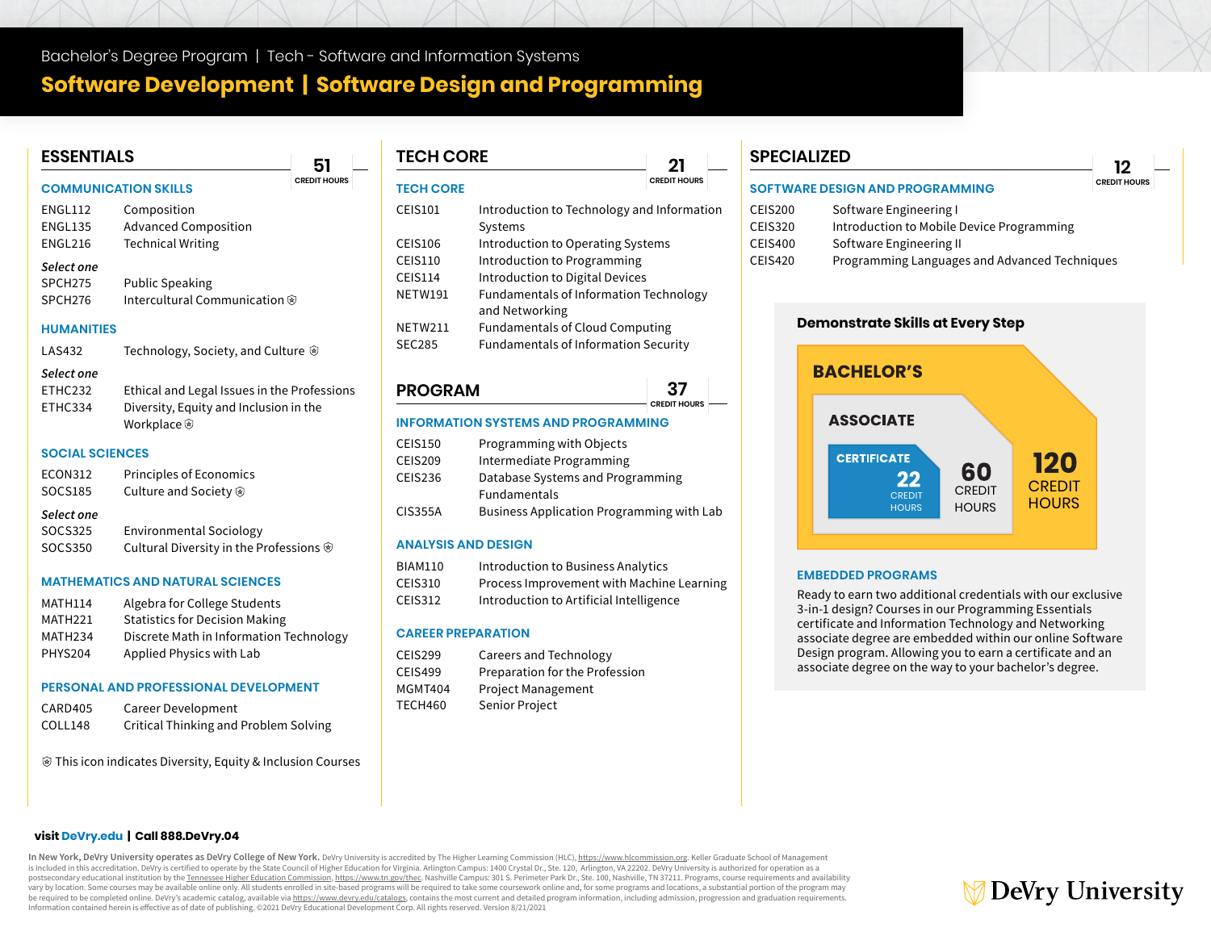Bachelor's Degree Program | Tech - Software and Information Systems

# Software Development | Software Design and Programming

## ESSENTIALS

51 CREDIT HOURS

### COMMUNICATION SKILLS

| | |
|---|---|
| ENGL112 | Composition |
| ENGL135 | Advanced Composition |
| ENGL216 | Technical Writing |

*Select one*

| | |
|---|---|
| SPCH275 | Public Speaking |
| SPCH276 | Intercultural Communication ⛨ |

### HUMANITIES

| | |
|---|---|
| LAS432 | Technology, Society, and Culture ⛨ |

*Select one*

| | |
|---|---|
| ETHC232 | Ethical and Legal Issues in the Professions |
| ETHC334 | Diversity, Equity and Inclusion in the Workplace ⛨ |

### SOCIAL SCIENCES

| | |
|---|---|
| ECON312 | Principles of Economics |
| SOCS185 | Culture and Society ⛨ |

*Select one*

| | |
|---|---|
| SOCS325 | Environmental Sociology |
| SOCS350 | Cultural Diversity in the Professions ⛨ |

### MATHEMATICS AND NATURAL SCIENCES

| | |
|---|---|
| MATH114 | Algebra for College Students |
| MATH221 | Statistics for Decision Making |
| MATH234 | Discrete Math in Information Technology |
| PHYS204 | Applied Physics with Lab |

### PERSONAL AND PROFESSIONAL DEVELOPMENT

| | |
|---|---|
| CARD405 | Career Development |
| COLL148 | Critical Thinking and Problem Solving |

⛨ This icon indicates Diversity, Equity & Inclusion Courses

## TECH CORE

21 CREDIT HOURS

### TECH CORE

| | |
|---|---|
| CEIS101 | Introduction to Technology and Information Systems |
| CEIS106 | Introduction to Operating Systems |
| CEIS110 | Introduction to Programming |
| CEIS114 | Introduction to Digital Devices |
| NETW191 | Fundamentals of Information Technology and Networking |
| NETW211 | Fundamentals of Cloud Computing |
| SEC285 | Fundamentals of Information Security |

## PROGRAM

37 CREDIT HOURS

### INFORMATION SYSTEMS AND PROGRAMMING

| | |
|---|---|
| CEIS150 | Programming with Objects |
| CEIS209 | Intermediate Programming |
| CEIS236 | Database Systems and Programming Fundamentals |
| CIS355A | Business Application Programming with Lab |

### ANALYSIS AND DESIGN

| | |
|---|---|
| BIAM110 | Introduction to Business Analytics |
| CEIS310 | Process Improvement with Machine Learning |
| CEIS312 | Introduction to Artificial Intelligence |

### CAREER PREPARATION

| | |
|---|---|
| CEIS299 | Careers and Technology |
| CEIS499 | Preparation for the Profession |
| MGMT404 | Project Management |
| TECH460 | Senior Project |

## SPECIALIZED

12 CREDIT HOURS

### SOFTWARE DESIGN AND PROGRAMMING

| | |
|---|---|
| CEIS200 | Software Engineering I |
| CEIS320 | Introduction to Mobile Device Programming |
| CEIS400 | Software Engineering II |
| CEIS420 | Programming Languages and Advanced Techniques |

### Demonstrate Skills at Every Step

BACHELOR'S
ASSOCIATE
CERTIFICATE
22 CREDIT HOURS
60 CREDIT HOURS
120 CREDIT HOURS

### EMBEDDED PROGRAMS

Ready to earn two additional credentials with our exclusive 3-in-1 design? Courses in our Programming Essentials certificate and Information Technology and Networking associate degree are embedded within our online Software Design program. Allowing you to earn a certificate and an associate degree on the way to your bachelor's degree.

**visit DeVry.edu | Call 888.DeVry.04**

In New York, DeVry University operates as DeVry College of New York. DeVry University is accredited by The Higher Learning Commission (HLC), https://www.hlcommission.org. Keller Graduate School of Management is included in this accreditation. DeVry is certified to operate by the State Council of Higher Education for Virginia. Arlington Campus: 1400 Crystal Dr., Ste. 120, Arlington, VA 22202. DeVry University is authorized for operation as a postsecondary educational institution by the Tennessee Higher Education Commission, https://www.tn.gov/thec. Nashville Campus: 301 S. Perimeter Park Dr., Ste. 100, Nashville, TN 37211. Programs, course requirements and availability vary by location. Some courses may be available online only. All students enrolled in site-based programs will be required to take some coursework online and, for some programs and locations, a substantial portion of the program may be required to be completed online. DeVry's academic catalog, available via https://www.devry.edu/catalogs, contains the most current and detailed program information, including admission, progression and graduation requirements. Information contained herein is effective as of date of publishing. ©2021 DeVry Educational Development Corp. All rights reserved. Version 8/21/2021

DeVry University